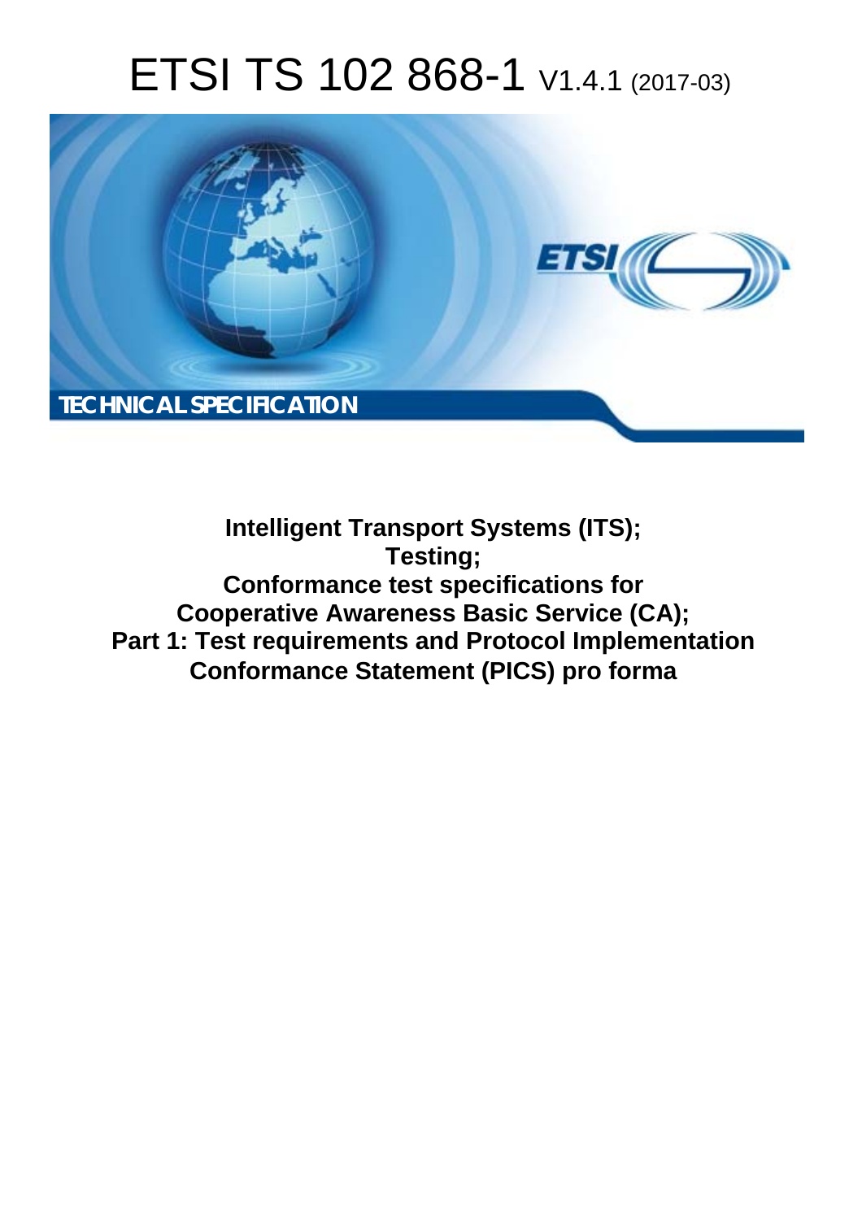# ETSI TS 102 868-1 V1.4.1 (2017-03)

TECHNICAL SPECIFICATION

**Intelligent Transport Systems (ITS);**
**Testing;**
**Conformance test specifications for**
**Cooperative Awareness Basic Service (CA);**
**Part 1: Test requirements and Protocol Implementation**
**Conformance Statement (PICS) pro forma**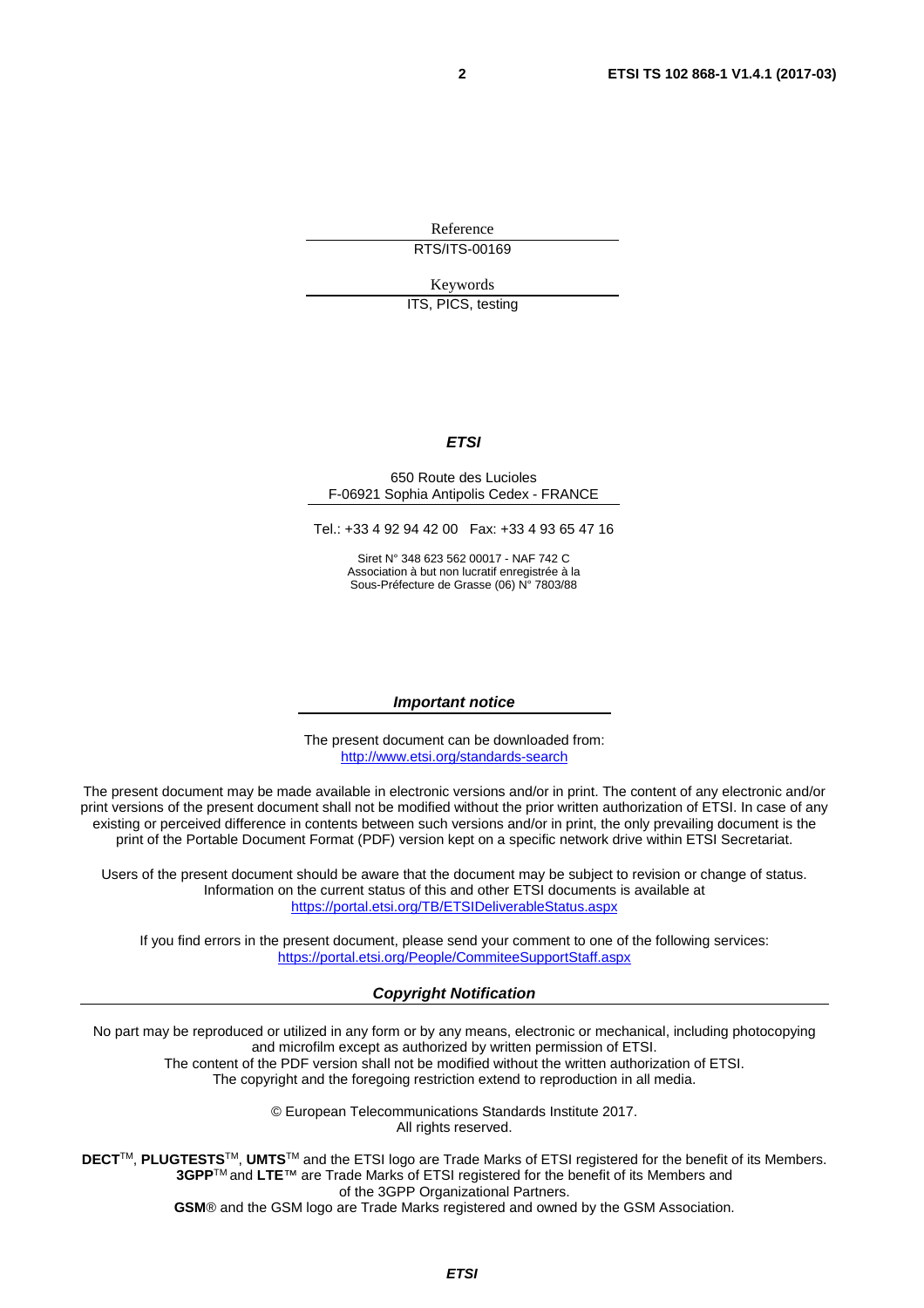Reference

RTS/ITS-00169

Keywords

ITS, PICS, testing

***ETSI***

650 Route des Lucioles
F-06921 Sophia Antipolis Cedex - FRANCE

Tel.: +33 4 92 94 42 00 Fax: +33 4 93 65 47 16

Siret N° 348 623 562 00017 - NAF 742 C
Association à but non lucratif enregistrée à la
Sous-Préfecture de Grasse (06) N° 7803/88

***Important notice***

The present document can be downloaded from:
http://www.etsi.org/standards-search

The present document may be made available in electronic versions and/or in print. The content of any electronic and/or print versions of the present document shall not be modified without the prior written authorization of ETSI. In case of any existing or perceived difference in contents between such versions and/or in print, the only prevailing document is the print of the Portable Document Format (PDF) version kept on a specific network drive within ETSI Secretariat.

Users of the present document should be aware that the document may be subject to revision or change of status. Information on the current status of this and other ETSI documents is available at
https://portal.etsi.org/TB/ETSIDeliverableStatus.aspx

If you find errors in the present document, please send your comment to one of the following services:
https://portal.etsi.org/People/CommiteeSupportStaff.aspx

***Copyright Notification***

No part may be reproduced or utilized in any form or by any means, electronic or mechanical, including photocopying and microfilm except as authorized by written permission of ETSI.
The content of the PDF version shall not be modified without the written authorization of ETSI.
The copyright and the foregoing restriction extend to reproduction in all media.

© European Telecommunications Standards Institute 2017.
All rights reserved.

**DECT**™, **PLUGTESTS**™, **UMTS**™ and the ETSI logo are Trade Marks of ETSI registered for the benefit of its Members.
**3GPP**™ and **LTE**™ are Trade Marks of ETSI registered for the benefit of its Members and of the 3GPP Organizational Partners.
**GSM**® and the GSM logo are Trade Marks registered and owned by the GSM Association.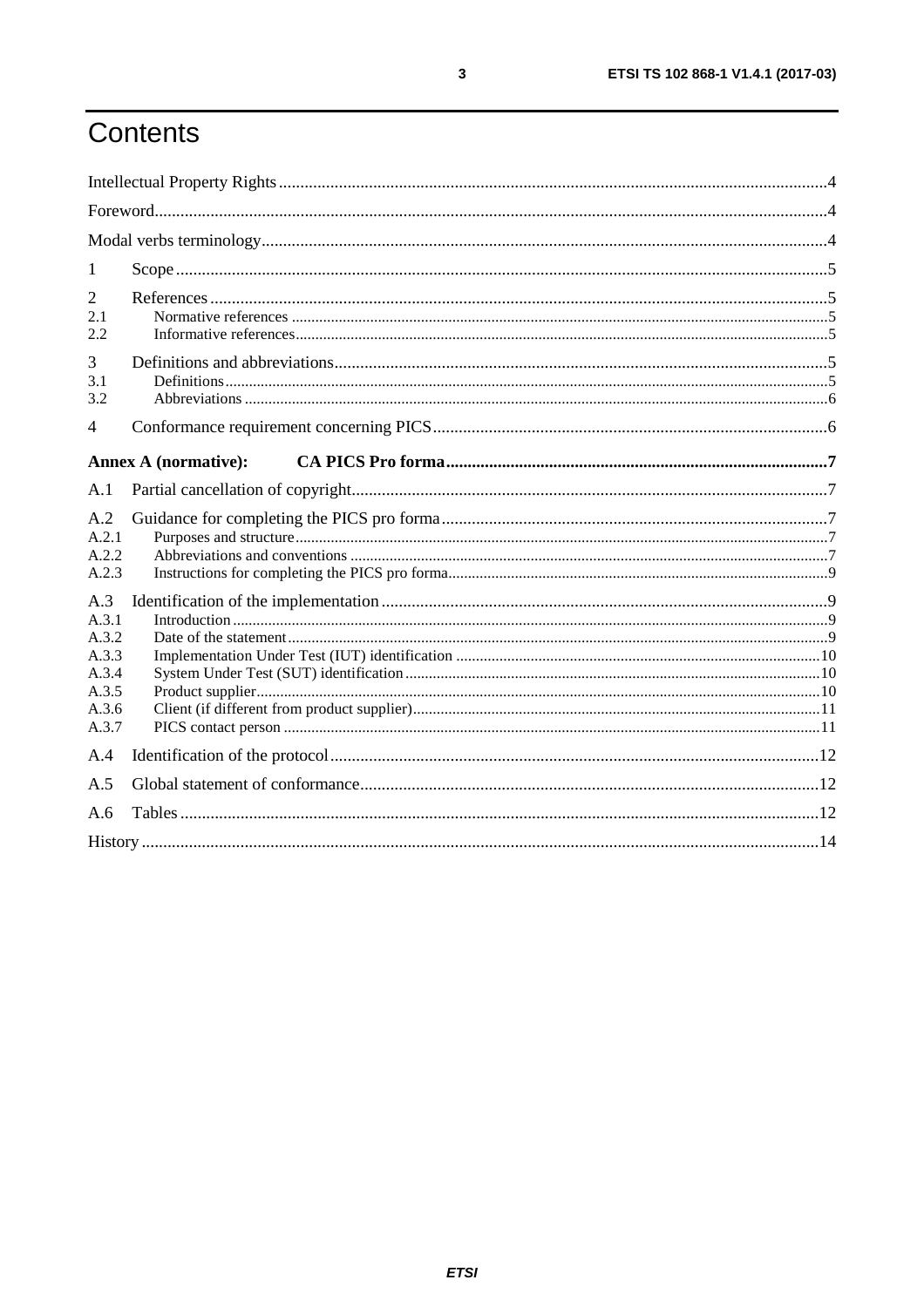# Contents

Intellectual Property Rights ..... 4

Foreword ..... 4

Modal verbs terminology ..... 4

1 Scope ..... 5

2 References ..... 5

2.1 Normative references ..... 5

2.2 Informative references ..... 5

3 Definitions and abbreviations ..... 5

3.1 Definitions ..... 5

3.2 Abbreviations ..... 6

4 Conformance requirement concerning PICS ..... 6

**Annex A (normative): CA PICS Pro forma ..... 7**

A.1 Partial cancellation of copyright ..... 7

A.2 Guidance for completing the PICS pro forma ..... 7

A.2.1 Purposes and structure ..... 7

A.2.2 Abbreviations and conventions ..... 7

A.2.3 Instructions for completing the PICS pro forma ..... 9

A.3 Identification of the implementation ..... 9

A.3.1 Introduction ..... 9

A.3.2 Date of the statement ..... 9

A.3.3 Implementation Under Test (IUT) identification ..... 10

A.3.4 System Under Test (SUT) identification ..... 10

A.3.5 Product supplier ..... 10

A.3.6 Client (if different from product supplier) ..... 11

A.3.7 PICS contact person ..... 11

A.4 Identification of the protocol ..... 12

A.5 Global statement of conformance ..... 12

A.6 Tables ..... 12

History ..... 14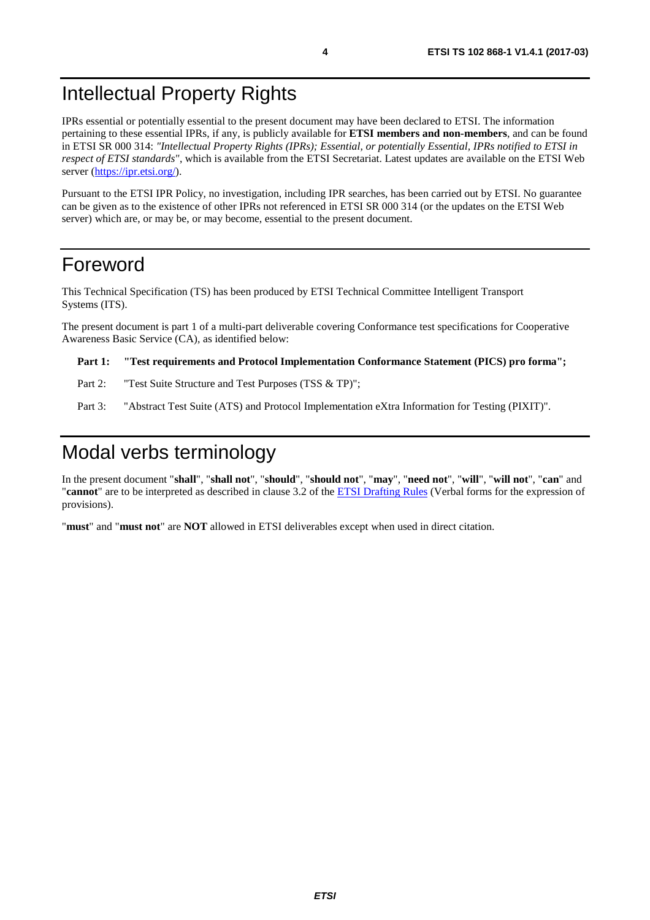# Intellectual Property Rights

IPRs essential or potentially essential to the present document may have been declared to ETSI. The information pertaining to these essential IPRs, if any, is publicly available for **ETSI members and non-members**, and can be found in ETSI SR 000 314: *"Intellectual Property Rights (IPRs); Essential, or potentially Essential, IPRs notified to ETSI in respect of ETSI standards"*, which is available from the ETSI Secretariat. Latest updates are available on the ETSI Web server (https://ipr.etsi.org/).

Pursuant to the ETSI IPR Policy, no investigation, including IPR searches, has been carried out by ETSI. No guarantee can be given as to the existence of other IPRs not referenced in ETSI SR 000 314 (or the updates on the ETSI Web server) which are, or may be, or may become, essential to the present document.

# Foreword

This Technical Specification (TS) has been produced by ETSI Technical Committee Intelligent Transport Systems (ITS).

The present document is part 1 of a multi-part deliverable covering Conformance test specifications for Cooperative Awareness Basic Service (CA), as identified below:

**Part 1: "Test requirements and Protocol Implementation Conformance Statement (PICS) pro forma";**

Part 2: "Test Suite Structure and Test Purposes (TSS & TP)";

Part 3: "Abstract Test Suite (ATS) and Protocol Implementation eXtra Information for Testing (PIXIT)".

# Modal verbs terminology

In the present document "**shall**", "**shall not**", "**should**", "**should not**", "**may**", "**need not**", "**will**", "**will not**", "**can**" and "**cannot**" are to be interpreted as described in clause 3.2 of the ETSI Drafting Rules (Verbal forms for the expression of provisions).

"**must**" and "**must not**" are **NOT** allowed in ETSI deliverables except when used in direct citation.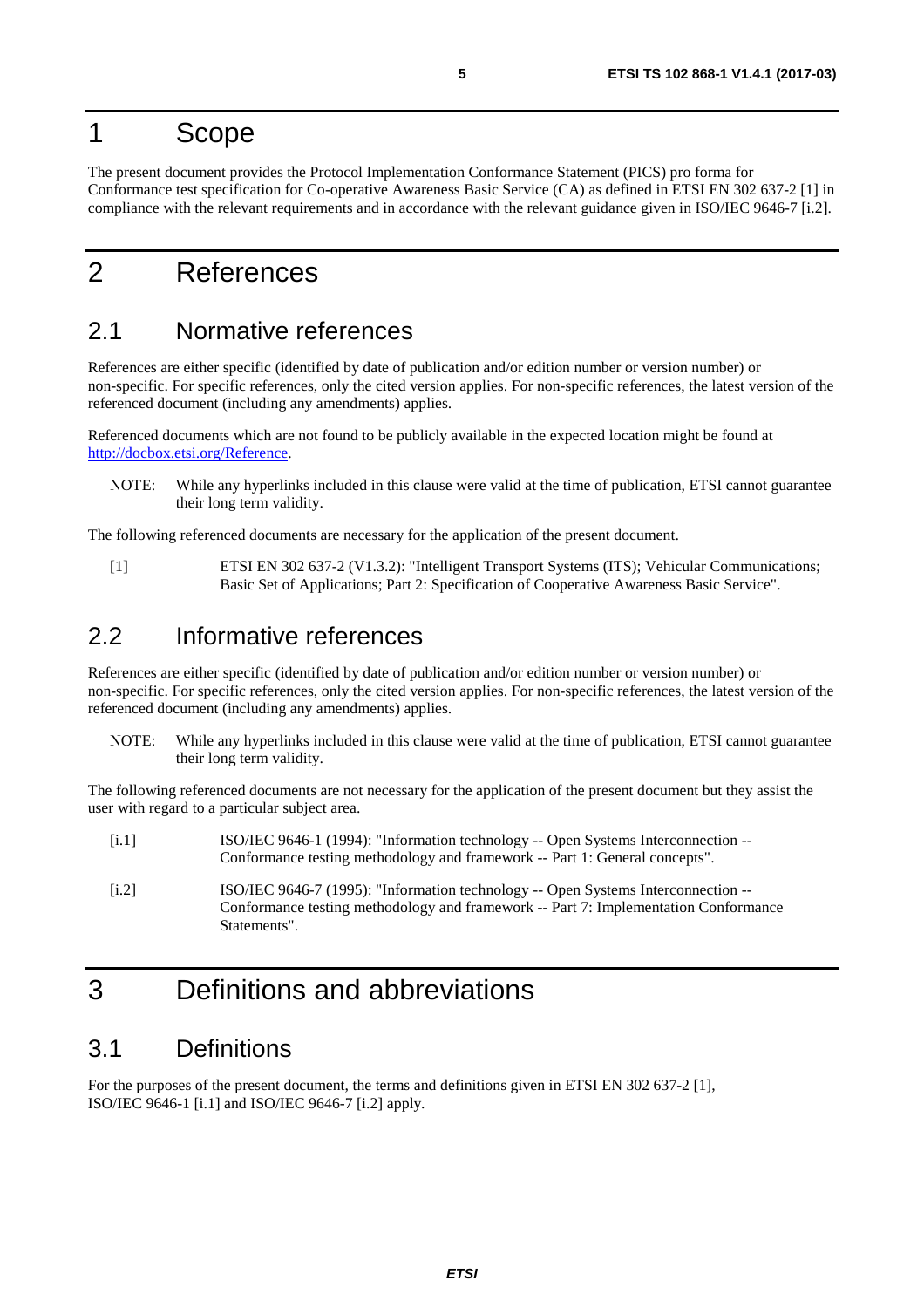# 1 Scope

The present document provides the Protocol Implementation Conformance Statement (PICS) pro forma for Conformance test specification for Co-operative Awareness Basic Service (CA) as defined in ETSI EN 302 637-2 [1] in compliance with the relevant requirements and in accordance with the relevant guidance given in ISO/IEC 9646-7 [i.2].

# 2 References

## 2.1 Normative references

References are either specific (identified by date of publication and/or edition number or version number) or non-specific. For specific references, only the cited version applies. For non-specific references, the latest version of the referenced document (including any amendments) applies.

Referenced documents which are not found to be publicly available in the expected location might be found at http://docbox.etsi.org/Reference.

NOTE: While any hyperlinks included in this clause were valid at the time of publication, ETSI cannot guarantee their long term validity.

The following referenced documents are necessary for the application of the present document.

[1] ETSI EN 302 637-2 (V1.3.2): "Intelligent Transport Systems (ITS); Vehicular Communications; Basic Set of Applications; Part 2: Specification of Cooperative Awareness Basic Service".

## 2.2 Informative references

References are either specific (identified by date of publication and/or edition number or version number) or non-specific. For specific references, only the cited version applies. For non-specific references, the latest version of the referenced document (including any amendments) applies.

NOTE: While any hyperlinks included in this clause were valid at the time of publication, ETSI cannot guarantee their long term validity.

The following referenced documents are not necessary for the application of the present document but they assist the user with regard to a particular subject area.

[i.1] ISO/IEC 9646-1 (1994): "Information technology -- Open Systems Interconnection -- Conformance testing methodology and framework -- Part 1: General concepts".

[i.2] ISO/IEC 9646-7 (1995): "Information technology -- Open Systems Interconnection -- Conformance testing methodology and framework -- Part 7: Implementation Conformance Statements".

# 3 Definitions and abbreviations

## 3.1 Definitions

For the purposes of the present document, the terms and definitions given in ETSI EN 302 637-2 [1], ISO/IEC 9646-1 [i.1] and ISO/IEC 9646-7 [i.2] apply.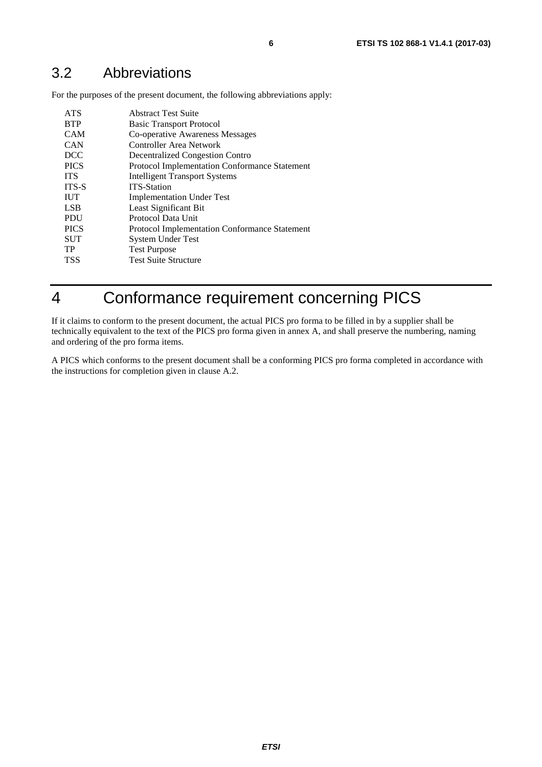## 3.2 Abbreviations

For the purposes of the present document, the following abbreviations apply:

| | |
|---|---|
| ATS | Abstract Test Suite |
| BTP | Basic Transport Protocol |
| CAM | Co-operative Awareness Messages |
| CAN | Controller Area Network |
| DCC | Decentralized Congestion Contro |
| PICS | Protocol Implementation Conformance Statement |
| ITS | Intelligent Transport Systems |
| ITS-S | ITS-Station |
| IUT | Implementation Under Test |
| LSB | Least Significant Bit |
| PDU | Protocol Data Unit |
| PICS | Protocol Implementation Conformance Statement |
| SUT | System Under Test |
| TP | Test Purpose |
| TSS | Test Suite Structure |

# 4 Conformance requirement concerning PICS

If it claims to conform to the present document, the actual PICS pro forma to be filled in by a supplier shall be technically equivalent to the text of the PICS pro forma given in annex A, and shall preserve the numbering, naming and ordering of the pro forma items.

A PICS which conforms to the present document shall be a conforming PICS pro forma completed in accordance with the instructions for completion given in clause A.2.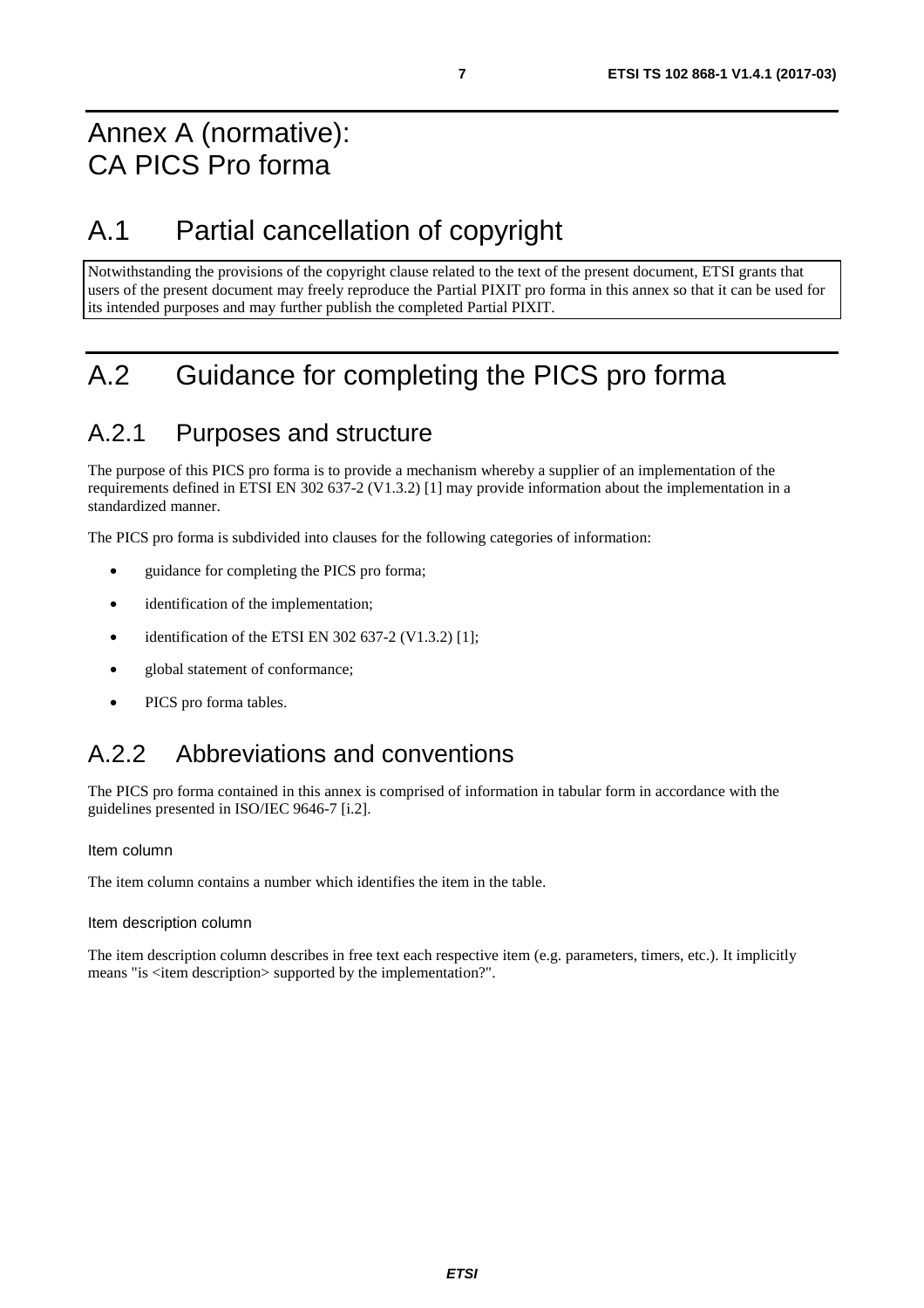# Annex A (normative):
# CA PICS Pro forma

# A.1 Partial cancellation of copyright

Notwithstanding the provisions of the copyright clause related to the text of the present document, ETSI grants that users of the present document may freely reproduce the Partial PIXIT pro forma in this annex so that it can be used for its intended purposes and may further publish the completed Partial PIXIT.

# A.2 Guidance for completing the PICS pro forma

## A.2.1 Purposes and structure

The purpose of this PICS pro forma is to provide a mechanism whereby a supplier of an implementation of the requirements defined in ETSI EN 302 637-2 (V1.3.2) [1] may provide information about the implementation in a standardized manner.

The PICS pro forma is subdivided into clauses for the following categories of information:

- guidance for completing the PICS pro forma;
- identification of the implementation;
- identification of the ETSI EN 302 637-2 (V1.3.2) [1];
- global statement of conformance;
- PICS pro forma tables.

## A.2.2 Abbreviations and conventions

The PICS pro forma contained in this annex is comprised of information in tabular form in accordance with the guidelines presented in ISO/IEC 9646-7 [i.2].

#### Item column

The item column contains a number which identifies the item in the table.

#### Item description column

The item description column describes in free text each respective item (e.g. parameters, timers, etc.). It implicitly means "is <item description> supported by the implementation?".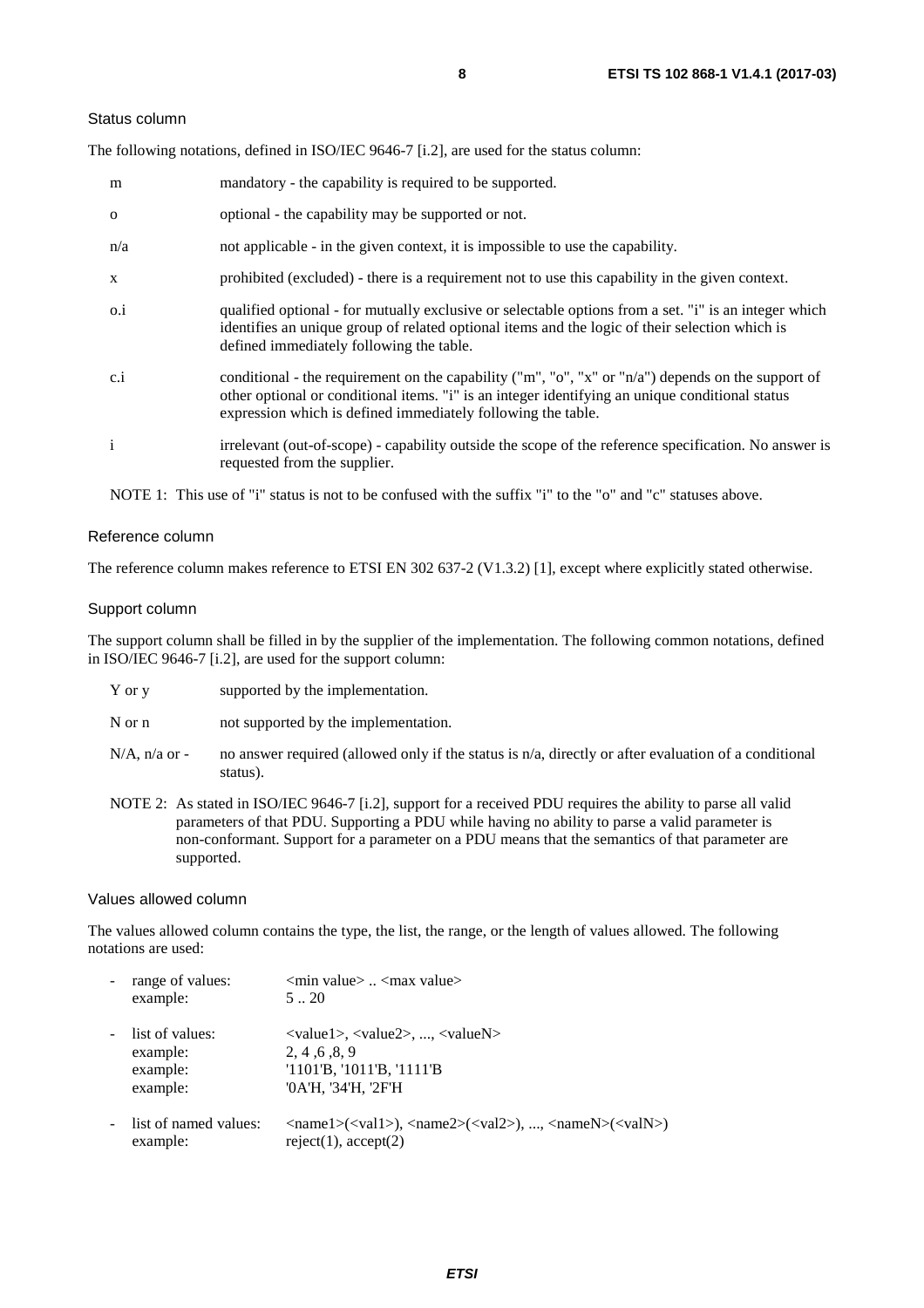#### Status column

The following notations, defined in ISO/IEC 9646-7 [i.2], are used for the status column:

| | |
|---|---|
| m | mandatory - the capability is required to be supported. |
| o | optional - the capability may be supported or not. |
| n/a | not applicable - in the given context, it is impossible to use the capability. |
| x | prohibited (excluded) - there is a requirement not to use this capability in the given context. |
| o.i | qualified optional - for mutually exclusive or selectable options from a set. "i" is an integer which identifies an unique group of related optional items and the logic of their selection which is defined immediately following the table. |
| c.i | conditional - the requirement on the capability ("m", "o", "x" or "n/a") depends on the support of other optional or conditional items. "i" is an integer identifying an unique conditional status expression which is defined immediately following the table. |
| i | irrelevant (out-of-scope) - capability outside the scope of the reference specification. No answer is requested from the supplier. |

NOTE 1: This use of "i" status is not to be confused with the suffix "i" to the "o" and "c" statuses above.

#### Reference column

The reference column makes reference to ETSI EN 302 637-2 (V1.3.2) [1], except where explicitly stated otherwise.

#### Support column

The support column shall be filled in by the supplier of the implementation. The following common notations, defined in ISO/IEC 9646-7 [i.2], are used for the support column:

| | |
|---|---|
| Y or y | supported by the implementation. |
| N or n | not supported by the implementation. |
| N/A, n/a or - | no answer required (allowed only if the status is n/a, directly or after evaluation of a conditional status). |

NOTE 2: As stated in ISO/IEC 9646-7 [i.2], support for a received PDU requires the ability to parse all valid parameters of that PDU. Supporting a PDU while having no ability to parse a valid parameter is non-conformant. Support for a parameter on a PDU means that the semantics of that parameter are supported.

#### Values allowed column

The values allowed column contains the type, the list, the range, or the length of values allowed. The following notations are used:

- range of values: <min value> .. <max value>
  example: 5 .. 20
- list of values: <value1>, <value2>, ..., <valueN>
  example: 2, 4 ,6 ,8, 9
  example: '1101'B, '1011'B, '1111'B
  example: '0A'H, '34'H, '2F'H
- list of named values: <name1>(<val1>), <name2>(<val2>), ..., <nameN>(<valN>)
  example: reject(1), accept(2)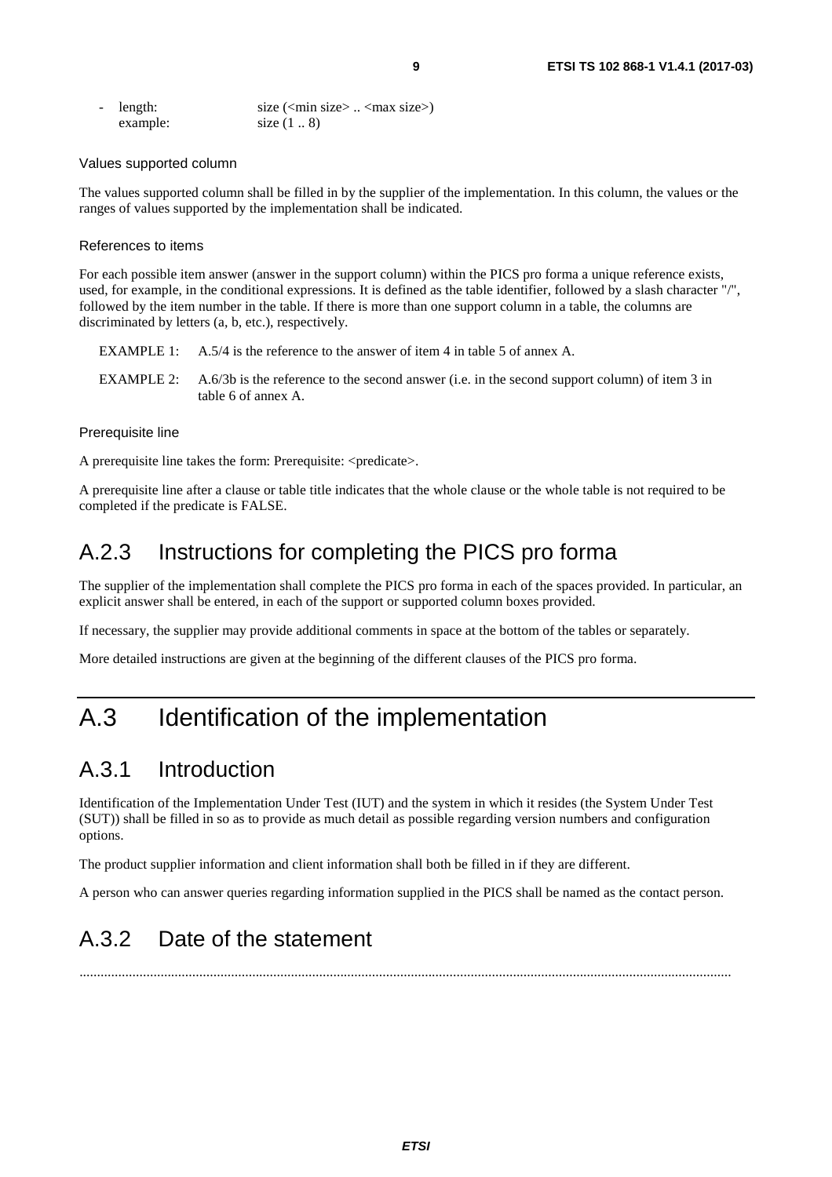- length: size (<min size> .. <max size>)
  example: size (1 .. 8)

Values supported column

The values supported column shall be filled in by the supplier of the implementation. In this column, the values or the ranges of values supported by the implementation shall be indicated.

References to items

For each possible item answer (answer in the support column) within the PICS pro forma a unique reference exists, used, for example, in the conditional expressions. It is defined as the table identifier, followed by a slash character "/", followed by the item number in the table. If there is more than one support column in a table, the columns are discriminated by letters (a, b, etc.), respectively.

EXAMPLE 1: A.5/4 is the reference to the answer of item 4 in table 5 of annex A.

EXAMPLE 2: A.6/3b is the reference to the second answer (i.e. in the second support column) of item 3 in table 6 of annex A.

Prerequisite line

A prerequisite line takes the form: Prerequisite: <predicate>.

A prerequisite line after a clause or table title indicates that the whole clause or the whole table is not required to be completed if the predicate is FALSE.

## A.2.3 Instructions for completing the PICS pro forma

The supplier of the implementation shall complete the PICS pro forma in each of the spaces provided. In particular, an explicit answer shall be entered, in each of the support or supported column boxes provided.

If necessary, the supplier may provide additional comments in space at the bottom of the tables or separately.

More detailed instructions are given at the beginning of the different clauses of the PICS pro forma.

# A.3 Identification of the implementation

## A.3.1 Introduction

Identification of the Implementation Under Test (IUT) and the system in which it resides (the System Under Test (SUT)) shall be filled in so as to provide as much detail as possible regarding version numbers and configuration options.

The product supplier information and client information shall both be filled in if they are different.

A person who can answer queries regarding information supplied in the PICS shall be named as the contact person.

## A.3.2 Date of the statement

.........................................................................................................................................................................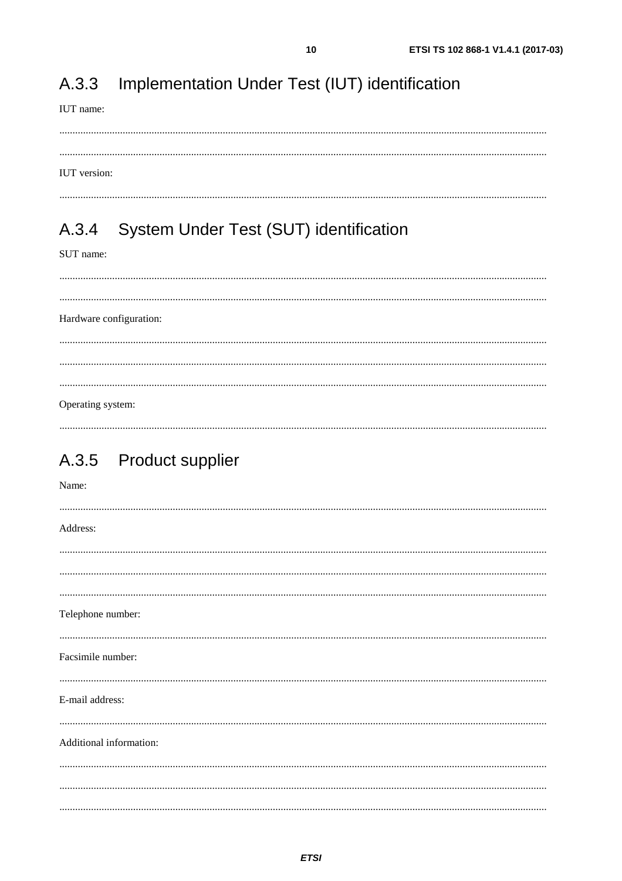## A.3.3 Implementation Under Test (IUT) identification

IUT name:

.........................................................................................................................................................................

.........................................................................................................................................................................

IUT version:

.........................................................................................................................................................................

## A.3.4 System Under Test (SUT) identification

SUT name:

.........................................................................................................................................................................

.........................................................................................................................................................................

Hardware configuration:

.........................................................................................................................................................................

.........................................................................................................................................................................

.........................................................................................................................................................................

Operating system:

.........................................................................................................................................................................

## A.3.5 Product supplier

Name:

.........................................................................................................................................................................

Address:

.........................................................................................................................................................................

.........................................................................................................................................................................

.........................................................................................................................................................................

Telephone number:

.........................................................................................................................................................................

Facsimile number:

.........................................................................................................................................................................

E-mail address:

.........................................................................................................................................................................

Additional information:

.........................................................................................................................................................................

.........................................................................................................................................................................

.........................................................................................................................................................................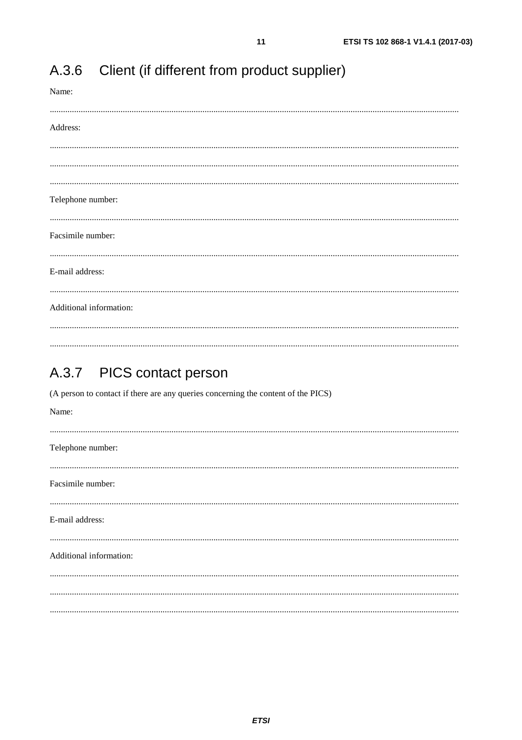## A.3.6 Client (if different from product supplier)

Name:

.......................................................................................................................................................................

Address:

.......................................................................................................................................................................

.......................................................................................................................................................................

.......................................................................................................................................................................

Telephone number:

.......................................................................................................................................................................

Facsimile number:

.......................................................................................................................................................................

E-mail address:

.......................................................................................................................................................................

Additional information:

.......................................................................................................................................................................

.......................................................................................................................................................................

## A.3.7 PICS contact person

(A person to contact if there are any queries concerning the content of the PICS)

Name:

.......................................................................................................................................................................

Telephone number:

.......................................................................................................................................................................

Facsimile number:

.......................................................................................................................................................................

E-mail address:

.......................................................................................................................................................................

Additional information:

.......................................................................................................................................................................

.......................................................................................................................................................................

.......................................................................................................................................................................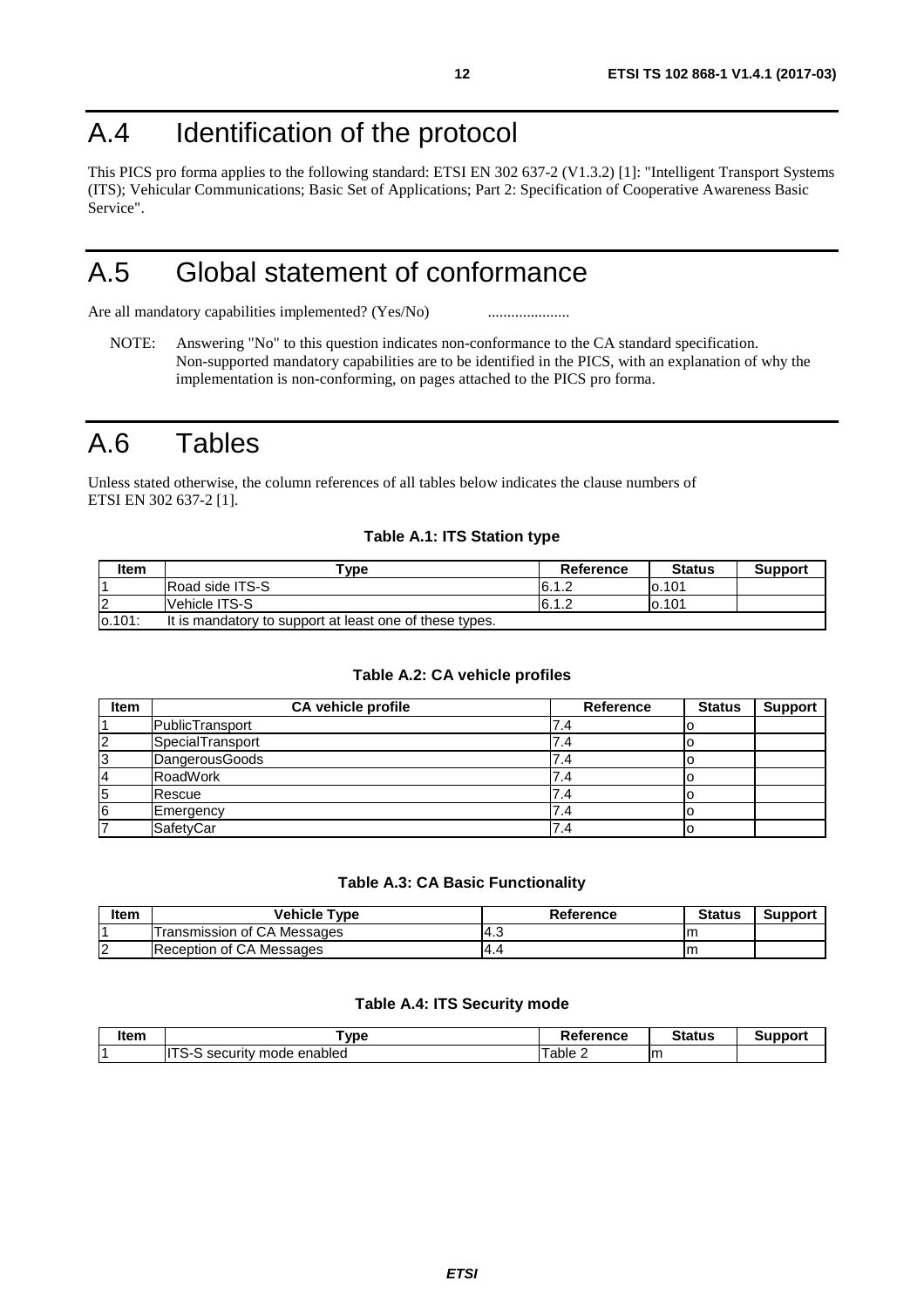# A.4 Identification of the protocol

This PICS pro forma applies to the following standard: ETSI EN 302 637-2 (V1.3.2) [1]: "Intelligent Transport Systems (ITS); Vehicular Communications; Basic Set of Applications; Part 2: Specification of Cooperative Awareness Basic Service".

# A.5 Global statement of conformance

Are all mandatory capabilities implemented? (Yes/No) .....................

NOTE: Answering "No" to this question indicates non-conformance to the CA standard specification. Non-supported mandatory capabilities are to be identified in the PICS, with an explanation of why the implementation is non-conforming, on pages attached to the PICS pro forma.

# A.6 Tables

Unless stated otherwise, the column references of all tables below indicates the clause numbers of ETSI EN 302 637-2 [1].

**Table A.1: ITS Station type**

| Item | Type | Reference | Status | Support |
|---|---|---|---|---|
| 1 | Road side ITS-S | 6.1.2 | o.101 | |
| 2 | Vehicle ITS-S | 6.1.2 | o.101 | |
| o.101: | It is mandatory to support at least one of these types. | | | |

**Table A.2: CA vehicle profiles**

| Item | CA vehicle profile | Reference | Status | Support |
|---|---|---|---|---|
| 1 | PublicTransport | 7.4 | o | |
| 2 | SpecialTransport | 7.4 | o | |
| 3 | DangerousGoods | 7.4 | o | |
| 4 | RoadWork | 7.4 | o | |
| 5 | Rescue | 7.4 | o | |
| 6 | Emergency | 7.4 | o | |
| 7 | SafetyCar | 7.4 | o | |

**Table A.3: CA Basic Functionality**

| Item | Vehicle Type | Reference | Status | Support |
|---|---|---|---|---|
| 1 | Transmission of CA Messages | 4.3 | m | |
| 2 | Reception of CA Messages | 4.4 | m | |

**Table A.4: ITS Security mode**

| Item | Type | Reference | Status | Support |
|---|---|---|---|---|
| 1 | ITS-S security mode enabled | Table 2 | m | |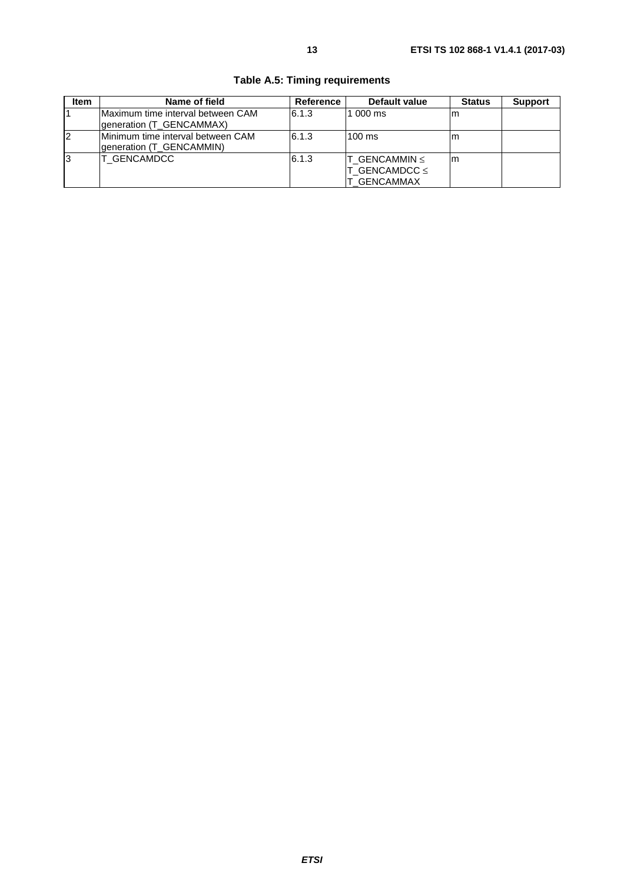**Table A.5: Timing requirements**

| Item | Name of field | Reference | Default value | Status | Support |
|---|---|---|---|---|---|
| 1 | Maximum time interval between CAM generation (T_GENCAMMAX) | 6.1.3 | 1 000 ms | m | |
| 2 | Minimum time interval between CAM generation (T_GENCAMMIN) | 6.1.3 | 100 ms | m | |
| 3 | T_GENCAMDCC | 6.1.3 | T_GENCAMMIN ≤ T_GENCAMDCC ≤ T_GENCAMMAX | m | |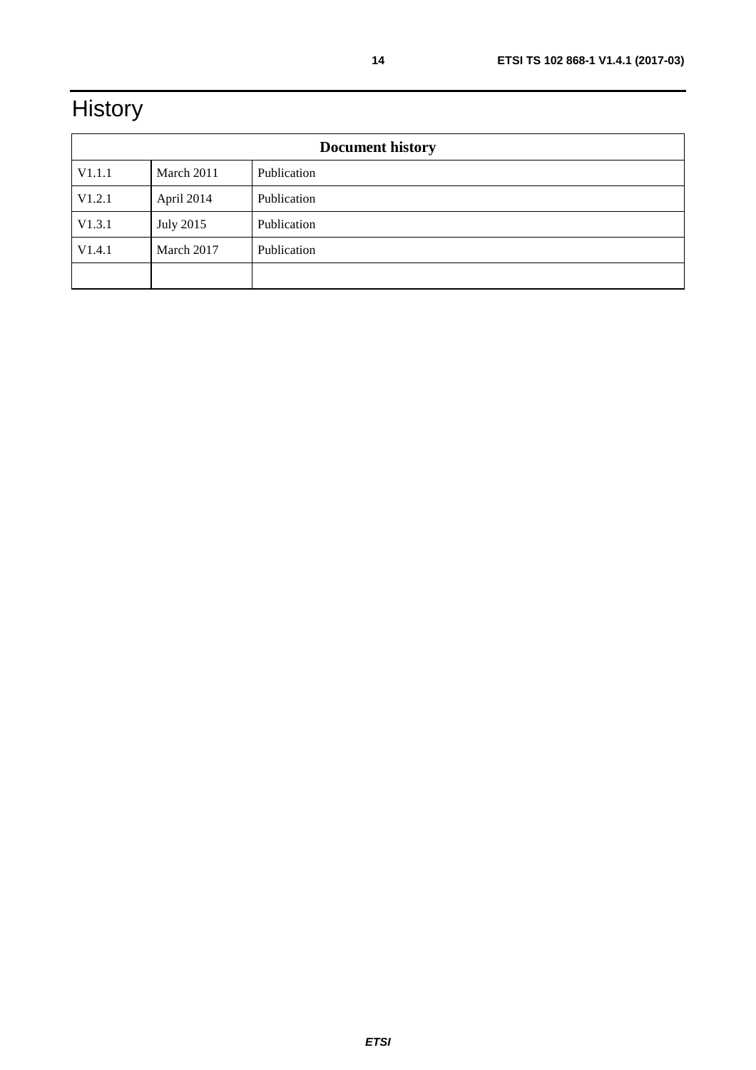# History

| Document history | | |
|---|---|---|
| V1.1.1 | March 2011 | Publication |
| V1.2.1 | April 2014 | Publication |
| V1.3.1 | July 2015 | Publication |
| V1.4.1 | March 2017 | Publication |
| | | |